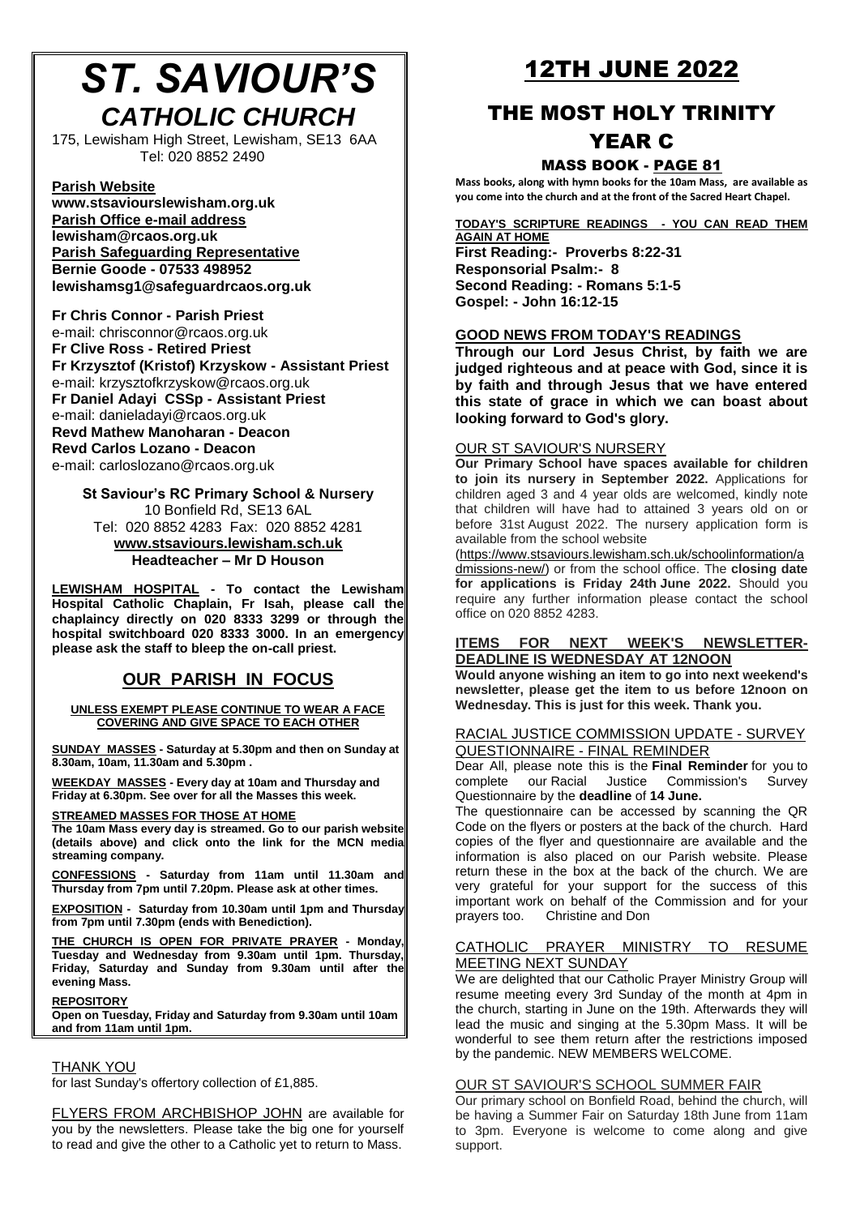# *ST. SAVIOUR'S*
## *CATHOLIC CHURCH*

175, Lewisham High Street, Lewisham, SE13 6AA
Tel: 020 8852 2490

**Parish Website**
**www.stsaviourslewisham.org.uk**
**Parish Office e-mail address**
**lewisham@rcaos.org.uk**
**Parish Safeguarding Representative**
**Bernie Goode - 07533 498952**
**lewishamsg1@safeguardrcaos.org.uk**

**Fr Chris Connor - Parish Priest**
e-mail: chrisconnor@rcaos.org.uk
**Fr Clive Ross - Retired Priest**
**Fr Krzysztof (Kristof) Krzyskow - Assistant Priest**
e-mail: krzysztofkrzyskow@rcaos.org.uk
**Fr Daniel Adayi CSSp - Assistant Priest**
e-mail: danieladayi@rcaos.org.uk
**Revd Mathew Manoharan - Deacon**
**Revd Carlos Lozano - Deacon**
e-mail: carloslozano@rcaos.org.uk

**St Saviour's RC Primary School & Nursery**
10 Bonfield Rd, SE13 6AL
Tel: 020 8852 4283 Fax: 020 8852 4281
**www.stsaviours.lewisham.sch.uk**
**Headteacher – Mr D Houson**

**LEWISHAM HOSPITAL - To contact the Lewisham Hospital Catholic Chaplain, Fr Isah, please call the chaplaincy directly on 020 8333 3299 or through the hospital switchboard 020 8333 3000. In an emergency please ask the staff to bleep the on-call priest.**

## OUR PARISH IN FOCUS

**UNLESS EXEMPT PLEASE CONTINUE TO WEAR A FACE COVERING AND GIVE SPACE TO EACH OTHER**

**SUNDAY MASSES - Saturday at 5.30pm and then on Sunday at 8.30am, 10am, 11.30am and 5.30pm .**

**WEEKDAY MASSES - Every day at 10am and Thursday and Friday at 6.30pm. See over for all the Masses this week.**

**STREAMED MASSES FOR THOSE AT HOME**
**The 10am Mass every day is streamed. Go to our parish website (details above) and click onto the link for the MCN media streaming company.**

**CONFESSIONS - Saturday from 11am until 11.30am and Thursday from 7pm until 7.20pm. Please ask at other times.**

**EXPOSITION - Saturday from 10.30am until 1pm and Thursday from 7pm until 7.30pm (ends with Benediction).**

**THE CHURCH IS OPEN FOR PRIVATE PRAYER - Monday, Tuesday and Wednesday from 9.30am until 1pm. Thursday, Friday, Saturday and Sunday from 9.30am until after the evening Mass.**

**REPOSITORY**
**Open on Tuesday, Friday and Saturday from 9.30am until 10am and from 11am until 1pm.**

THANK YOU
for last Sunday's offertory collection of £1,885.

FLYERS FROM ARCHBISHOP JOHN are available for you by the newsletters. Please take the big one for yourself to read and give the other to a Catholic yet to return to Mass.

# 12TH JUNE 2022

## THE MOST HOLY TRINITY
## YEAR C

### MASS BOOK - PAGE 81

**Mass books, along with hymn books for the 10am Mass, are available as you come into the church and at the front of the Sacred Heart Chapel.**

**TODAY'S SCRIPTURE READINGS - YOU CAN READ THEM AGAIN AT HOME**
**First Reading:- Proverbs 8:22-31**
**Responsorial Psalm:- 8**
**Second Reading: - Romans 5:1-5**
**Gospel: - John 16:12-15**

**GOOD NEWS FROM TODAY'S READINGS**
**Through our Lord Jesus Christ, by faith we are judged righteous and at peace with God, since it is by faith and through Jesus that we have entered this state of grace in which we can boast about looking forward to God's glory.**

OUR ST SAVIOUR'S NURSERY
**Our Primary School have spaces available for children to join its nursery in September 2022.** Applications for children aged 3 and 4 year olds are welcomed, kindly note that children will have had to attained 3 years old on or before 31st August 2022. The nursery application form is available from the school website (https://www.stsaviours.lewisham.sch.uk/schoolinformation/admissions-new/) or from the school office. The **closing date for applications is Friday 24th June 2022.** Should you require any further information please contact the school office on 020 8852 4283.

**ITEMS FOR NEXT WEEK'S NEWSLETTER- DEADLINE IS WEDNESDAY AT 12NOON**
**Would anyone wishing an item to go into next weekend's newsletter, please get the item to us before 12noon on Wednesday. This is just for this week. Thank you.**

RACIAL JUSTICE COMMISSION UPDATE - SURVEY QUESTIONNAIRE - FINAL REMINDER
Dear All, please note this is the **Final Reminder** for you to complete our Racial Justice Commission's Survey Questionnaire by the **deadline** of **14 June.**
The questionnaire can be accessed by scanning the QR Code on the flyers or posters at the back of the church. Hard copies of the flyer and questionnaire are available and the information is also placed on our Parish website. Please return these in the box at the back of the church. We are very grateful for your support for the success of this important work on behalf of the Commission and for your prayers too. Christine and Don

CATHOLIC PRAYER MINISTRY TO RESUME MEETING NEXT SUNDAY
We are delighted that our Catholic Prayer Ministry Group will resume meeting every 3rd Sunday of the month at 4pm in the church, starting in June on the 19th. Afterwards they will lead the music and singing at the 5.30pm Mass. It will be wonderful to see them return after the restrictions imposed by the pandemic. NEW MEMBERS WELCOME.

OUR ST SAVIOUR'S SCHOOL SUMMER FAIR
Our primary school on Bonfield Road, behind the church, will be having a Summer Fair on Saturday 18th June from 11am to 3pm. Everyone is welcome to come along and give support.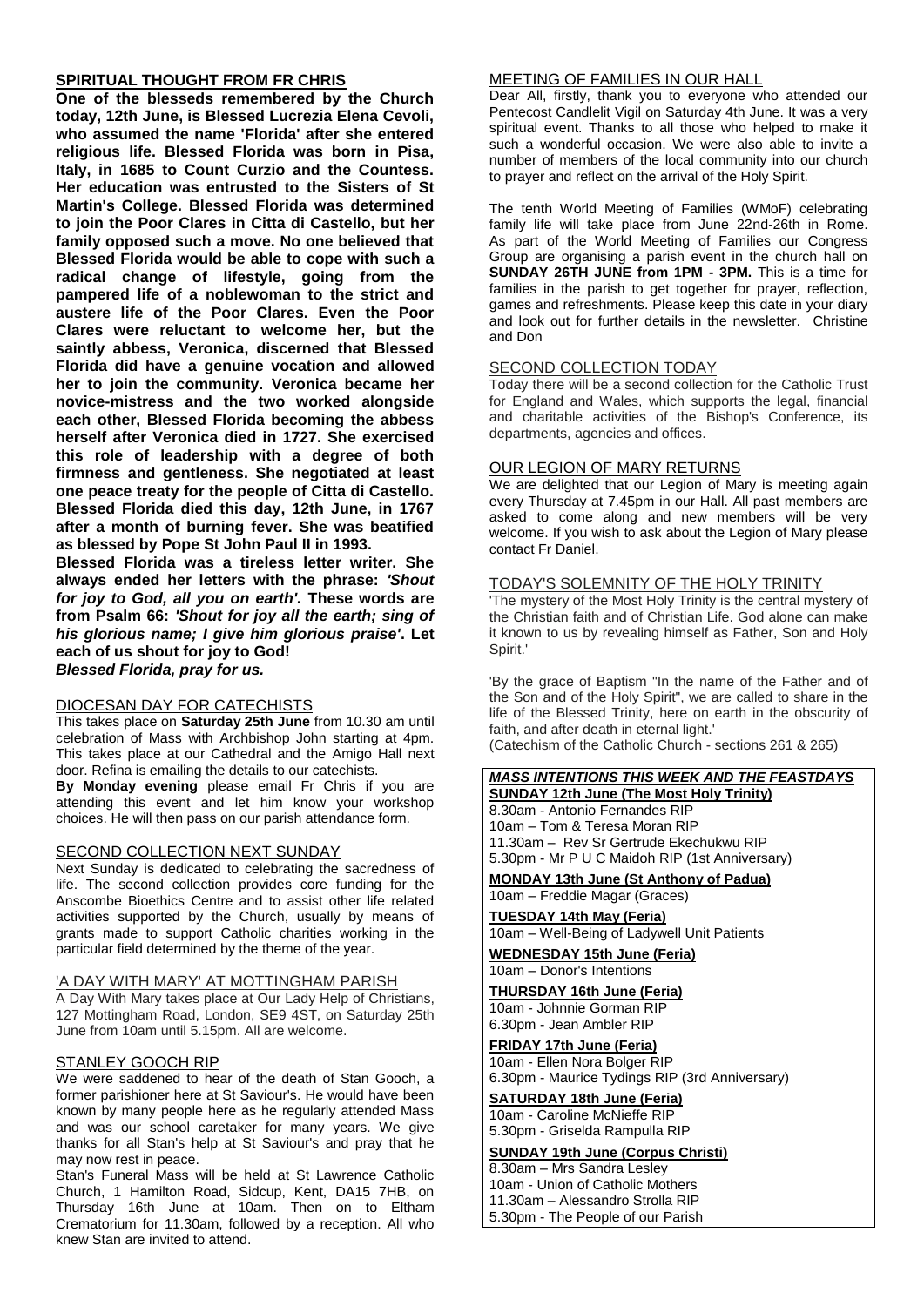## SPIRITUAL THOUGHT FROM FR CHRIS

**One of the blesseds remembered by the Church today, 12th June, is Blessed Lucrezia Elena Cevoli, who assumed the name 'Florida' after she entered religious life. Blessed Florida was born in Pisa, Italy, in 1685 to Count Curzio and the Countess. Her education was entrusted to the Sisters of St Martin's College. Blessed Florida was determined to join the Poor Clares in Citta di Castello, but her family opposed such a move. No one believed that Blessed Florida would be able to cope with such a radical change of lifestyle, going from the pampered life of a noblewoman to the strict and austere life of the Poor Clares. Even the Poor Clares were reluctant to welcome her, but the saintly abbess, Veronica, discerned that Blessed Florida did have a genuine vocation and allowed her to join the community. Veronica became her novice-mistress and the two worked alongside each other, Blessed Florida becoming the abbess herself after Veronica died in 1727. She exercised this role of leadership with a degree of both firmness and gentleness. She negotiated at least one peace treaty for the people of Citta di Castello. Blessed Florida died this day, 12th June, in 1767 after a month of burning fever. She was beatified as blessed by Pope St John Paul II in 1993.**

**Blessed Florida was a tireless letter writer. She always ended her letters with the phrase: *'Shout for joy to God, all you on earth'.* These words are from Psalm 66: *'Shout for joy all the earth; sing of his glorious name; I give him glorious praise'*. Let each of us shout for joy to God!**

***Blessed Florida, pray for us.***

## DIOCESAN DAY FOR CATECHISTS

This takes place on **Saturday 25th June** from 10.30 am until celebration of Mass with Archbishop John starting at 4pm. This takes place at our Cathedral and the Amigo Hall next door. Refina is emailing the details to our catechists.

**By Monday evening** please email Fr Chris if you are attending this event and let him know your workshop choices. He will then pass on our parish attendance form.

## SECOND COLLECTION NEXT SUNDAY

Next Sunday is dedicated to celebrating the sacredness of life. The second collection provides core funding for the Anscombe Bioethics Centre and to assist other life related activities supported by the Church, usually by means of grants made to support Catholic charities working in the particular field determined by the theme of the year.

## 'A DAY WITH MARY' AT MOTTINGHAM PARISH

A Day With Mary takes place at Our Lady Help of Christians, 127 Mottingham Road, London, SE9 4ST, on Saturday 25th June from 10am until 5.15pm. All are welcome.

## STANLEY GOOCH RIP

We were saddened to hear of the death of Stan Gooch, a former parishioner here at St Saviour's. He would have been known by many people here as he regularly attended Mass and was our school caretaker for many years. We give thanks for all Stan's help at St Saviour's and pray that he may now rest in peace.

Stan's Funeral Mass will be held at St Lawrence Catholic Church, 1 Hamilton Road, Sidcup, Kent, DA15 7HB, on Thursday 16th June at 10am. Then on to Eltham Crematorium for 11.30am, followed by a reception. All who knew Stan are invited to attend.

## MEETING OF FAMILIES IN OUR HALL

Dear All, firstly, thank you to everyone who attended our Pentecost Candlelit Vigil on Saturday 4th June. It was a very spiritual event. Thanks to all those who helped to make it such a wonderful occasion. We were also able to invite a number of members of the local community into our church to prayer and reflect on the arrival of the Holy Spirit.

The tenth World Meeting of Families (WMoF) celebrating family life will take place from June 22nd-26th in Rome. As part of the World Meeting of Families our Congress Group are organising a parish event in the church hall on **SUNDAY 26TH JUNE from 1PM - 3PM.** This is a time for families in the parish to get together for prayer, reflection, games and refreshments. Please keep this date in your diary and look out for further details in the newsletter. Christine and Don

## SECOND COLLECTION TODAY

Today there will be a second collection for the Catholic Trust for England and Wales, which supports the legal, financial and charitable activities of the Bishop's Conference, its departments, agencies and offices.

## OUR LEGION OF MARY RETURNS

We are delighted that our Legion of Mary is meeting again every Thursday at 7.45pm in our Hall. All past members are asked to come along and new members will be very welcome. If you wish to ask about the Legion of Mary please contact Fr Daniel.

## TODAY'S SOLEMNITY OF THE HOLY TRINITY

'The mystery of the Most Holy Trinity is the central mystery of the Christian faith and of Christian Life. God alone can make it known to us by revealing himself as Father, Son and Holy Spirit.'

'By the grace of Baptism "In the name of the Father and of the Son and of the Holy Spirit", we are called to share in the life of the Blessed Trinity, here on earth in the obscurity of faith, and after death in eternal light.'

(Catechism of the Catholic Church - sections 261 & 265)

## *MASS INTENTIONS THIS WEEK AND THE FEASTDAYS*

**SUNDAY 12th June (The Most Holy Trinity)**
8.30am - Antonio Fernandes RIP
10am – Tom & Teresa Moran RIP
11.30am – Rev Sr Gertrude Ekechukwu RIP
5.30pm - Mr P U C Maidoh RIP (1st Anniversary)

**MONDAY 13th June (St Anthony of Padua)**
10am – Freddie Magar (Graces)

**TUESDAY 14th May (Feria)**
10am – Well-Being of Ladywell Unit Patients

**WEDNESDAY 15th June (Feria)**
10am – Donor's Intentions

**THURSDAY 16th June (Feria)**
10am - Johnnie Gorman RIP
6.30pm - Jean Ambler RIP

**FRIDAY 17th June (Feria)**
10am - Ellen Nora Bolger RIP
6.30pm - Maurice Tydings RIP (3rd Anniversary)

**SATURDAY 18th June (Feria)**
10am - Caroline McNieffe RIP
5.30pm - Griselda Rampulla RIP

**SUNDAY 19th June (Corpus Christi)**
8.30am – Mrs Sandra Lesley
10am - Union of Catholic Mothers
11.30am – Alessandro Strolla RIP
5.30pm - The People of our Parish